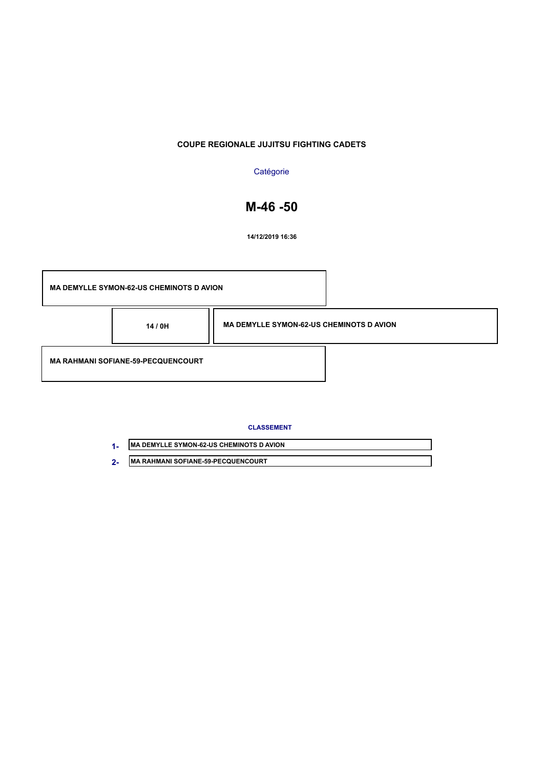**COUPE REGIONALE JUJITSU FIGHTING CADETS**

Catégorie

# M-46 -50

**14/12/2019 16:36**

| Combattants | Score | Vainqueur |
| --- | --- | --- |
| MA DEMYLLE SYMON-62-US CHEMINOTS D AVION | 14 / 0H | MA DEMYLLE SYMON-62-US CHEMINOTS D AVION |
| MA RAHMANI SOFIANE-59-PECQUENCOURT | | |

**CLASSEMENT**

1- MA DEMYLLE SYMON-62-US CHEMINOTS D AVION

2- MA RAHMANI SOFIANE-59-PECQUENCOURT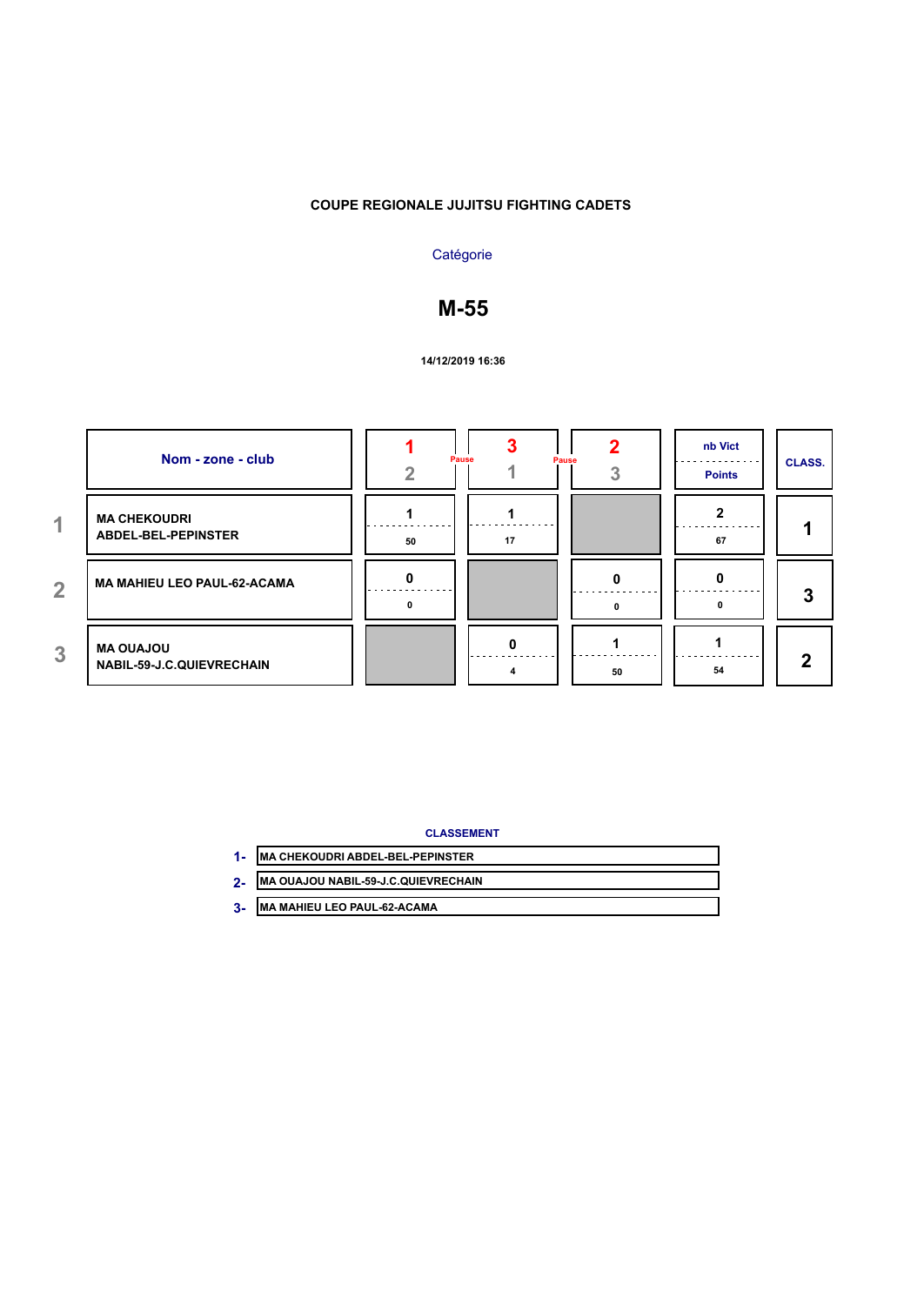# COUPE REGIONALE JUJITSU FIGHTING CADETS

Catégorie

## M-55

14/12/2019 16:36

| | Nom - zone - club | 1 / 2 | 3 / 1 | 2 / 3 | nb Vict / Points | CLASS. |
|---|---|---|---|---|---|---|
| 1 | MA CHEKOUDRI ABDEL-BEL-PEPINSTER | 1 / 50 | 1 / 17 | | 2 / 67 | 1 |
| 2 | MA MAHIEU LEO PAUL-62-ACAMA | 0 / 0 | | 0 / 0 | 0 / 0 | 3 |
| 3 | MA OUAJOU NABIL-59-J.C.QUIEVRECHAIN | | 0 / 4 | 1 / 50 | 1 / 54 | 2 |

Pause Pause

**CLASSEMENT**

1- MA CHEKOUDRI ABDEL-BEL-PEPINSTER

2- MA OUAJOU NABIL-59-J.C.QUIEVRECHAIN

3- MA MAHIEU LEO PAUL-62-ACAMA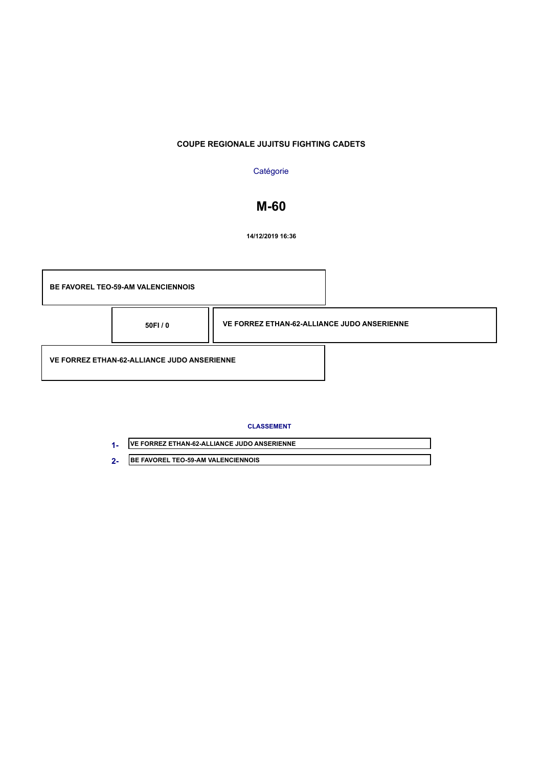**COUPE REGIONALE JUJITSU FIGHTING CADETS**

Catégorie

# M-60

**14/12/2019 16:36**

| | | |
|---|---|---|
| BE FAVOREL TEO-59-AM VALENCIENNOIS | | |
| | 50FI / 0 | VE FORREZ ETHAN-62-ALLIANCE JUDO ANSERIENNE |
| VE FORREZ ETHAN-62-ALLIANCE JUDO ANSERIENNE | | |

**CLASSEMENT**

| | |
|---|---|
| 1- | VE FORREZ ETHAN-62-ALLIANCE JUDO ANSERIENNE |
| 2- | BE FAVOREL TEO-59-AM VALENCIENNOIS |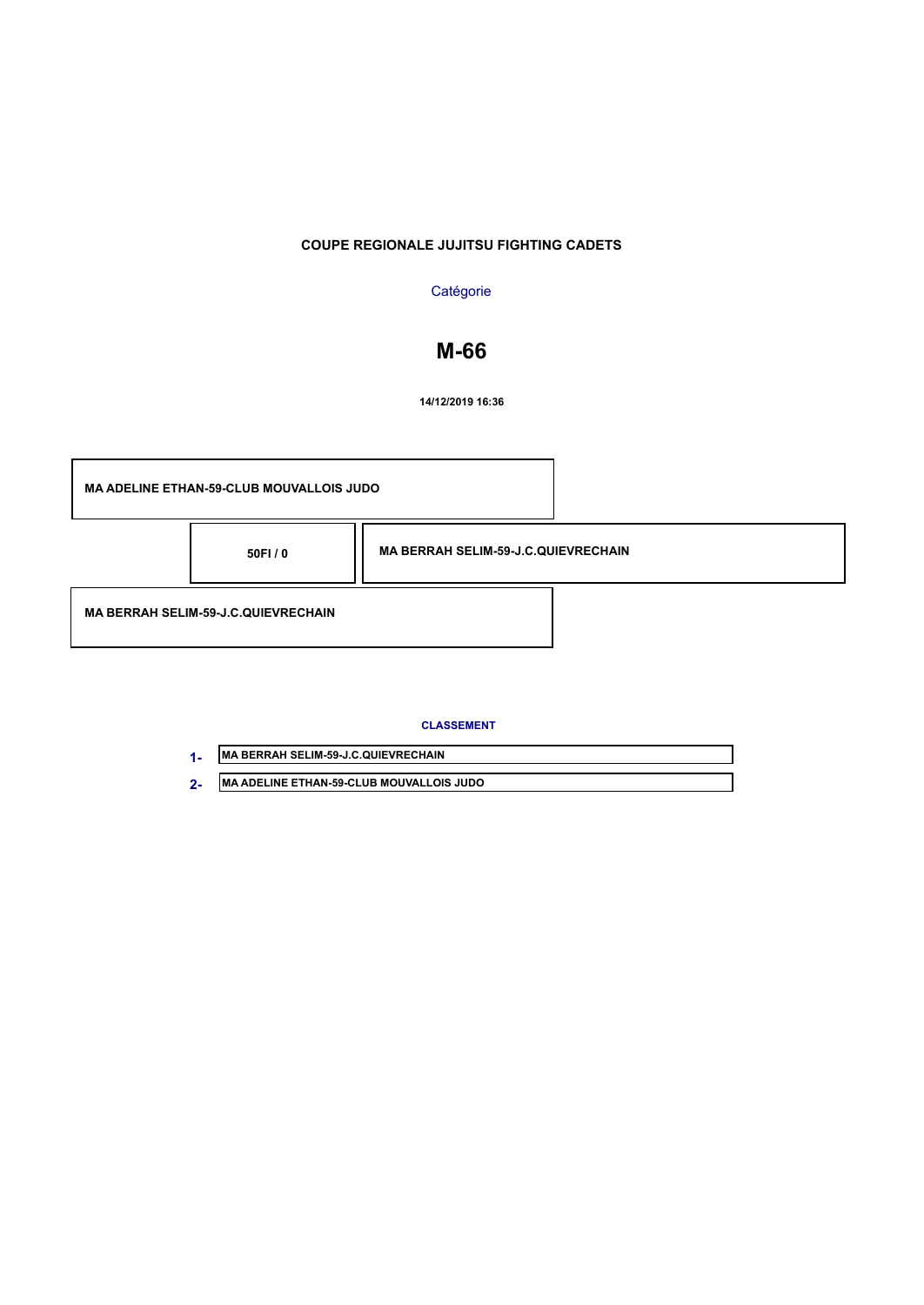**COUPE REGIONALE JUJITSU FIGHTING CADETS**

Catégorie

# M-66

**14/12/2019 16:36**

| | | |
|---|---|---|
| **MA ADELINE ETHAN-59-CLUB MOUVALLOIS JUDO** | | |
| | **50FI / 0** | **MA BERRAH SELIM-59-J.C.QUIEVRECHAIN** |
| **MA BERRAH SELIM-59-J.C.QUIEVRECHAIN** | | |

**CLASSEMENT**

| | |
|---|---|
| **1-** | **MA BERRAH SELIM-59-J.C.QUIEVRECHAIN** |
| **2-** | **MA ADELINE ETHAN-59-CLUB MOUVALLOIS JUDO** |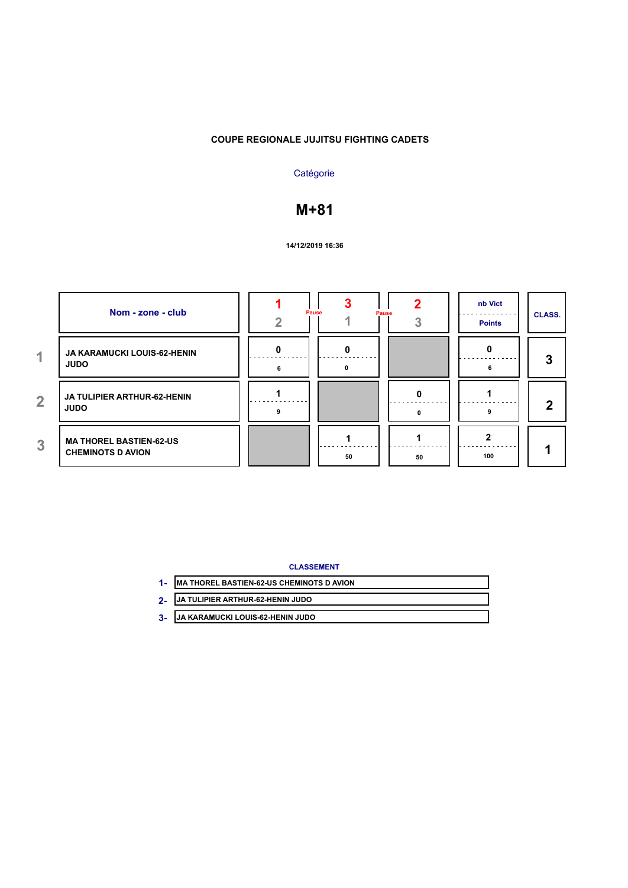**COUPE REGIONALE JUJITSU FIGHTING CADETS**

Catégorie

# M+81

**14/12/2019 16:36**

| | Nom - zone - club | 1 / 2 | Pause | 3 / 1 | Pause | 2 / 3 | nb Vict / Points | CLASS. |
|---|---|---|---|---|---|---|---|---|
| 1 | JA KARAMUCKI LOUIS-62-HENIN JUDO | 0 / 6 | | 0 / 0 | | | 0 / 6 | 3 |
| 2 | JA TULIPIER ARTHUR-62-HENIN JUDO | 1 / 9 | | | | 0 / 0 | 1 / 9 | 2 |
| 3 | MA THOREL BASTIEN-62-US CHEMINOTS D AVION | | | 1 / 50 | | 1 / 50 | 2 / 100 | 1 |

**CLASSEMENT**

1- MA THOREL BASTIEN-62-US CHEMINOTS D AVION

2- JA TULIPIER ARTHUR-62-HENIN JUDO

3- JA KARAMUCKI LOUIS-62-HENIN JUDO